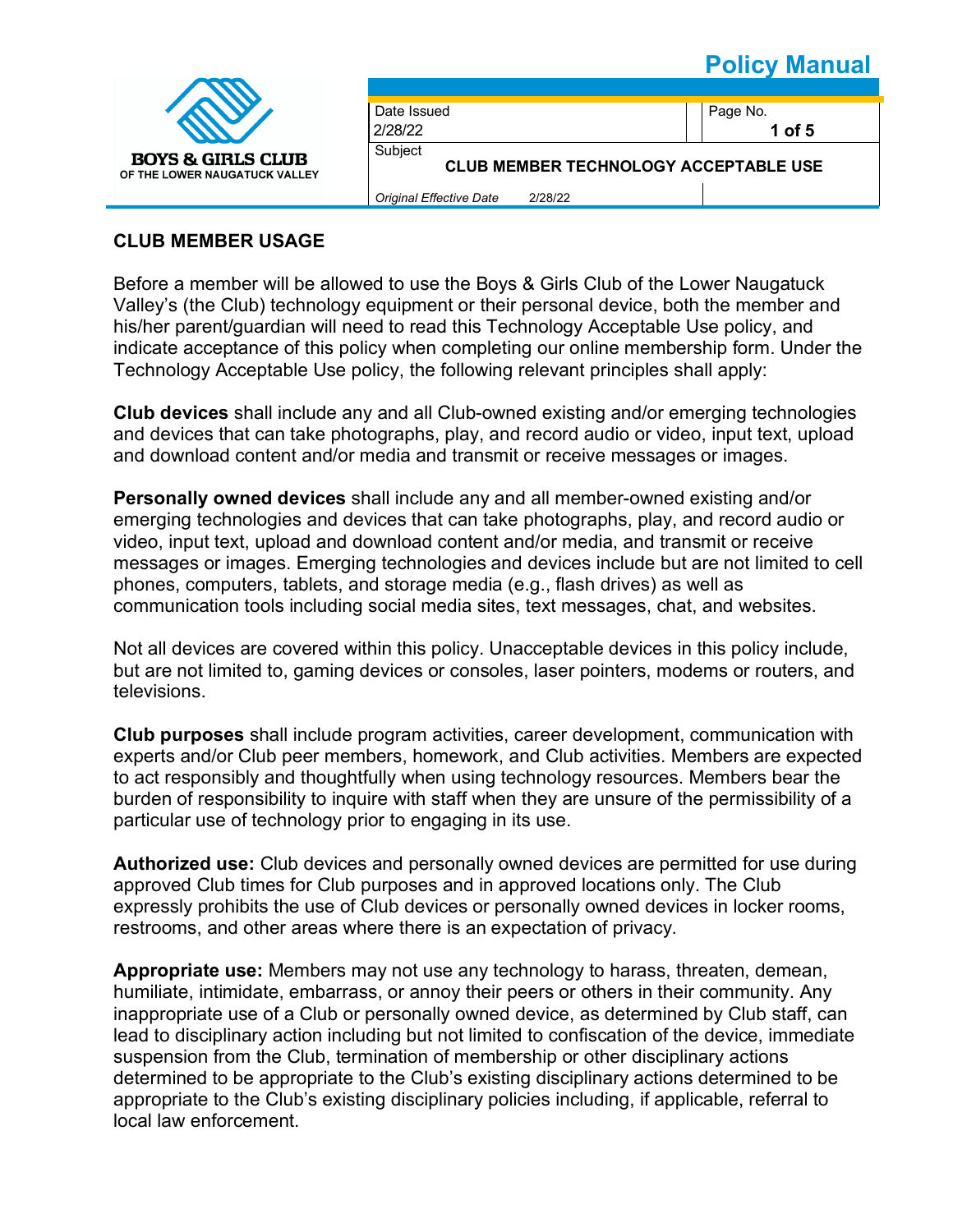**BOYS & GIRLS CLUB**
OF THE LOWER NAUGATUCK VALLEY

**Policy Manual**

| Date Issued | Page No. |
|---|---|
| 2/28/22 | **1 of 5** |
| Subject | |
| **CLUB MEMBER TECHNOLOGY ACCEPTABLE USE** | |
| *Original Effective Date* 2/28/22 | |

## CLUB MEMBER USAGE

Before a member will be allowed to use the Boys & Girls Club of the Lower Naugatuck Valley's (the Club) technology equipment or their personal device, both the member and his/her parent/guardian will need to read this Technology Acceptable Use policy, and indicate acceptance of this policy when completing our online membership form. Under the Technology Acceptable Use policy, the following relevant principles shall apply:

**Club devices** shall include any and all Club-owned existing and/or emerging technologies and devices that can take photographs, play, and record audio or video, input text, upload and download content and/or media and transmit or receive messages or images.

**Personally owned devices** shall include any and all member-owned existing and/or emerging technologies and devices that can take photographs, play, and record audio or video, input text, upload and download content and/or media, and transmit or receive messages or images. Emerging technologies and devices include but are not limited to cell phones, computers, tablets, and storage media (e.g., flash drives) as well as communication tools including social media sites, text messages, chat, and websites.

Not all devices are covered within this policy. Unacceptable devices in this policy include, but are not limited to, gaming devices or consoles, laser pointers, modems or routers, and televisions.

**Club purposes** shall include program activities, career development, communication with experts and/or Club peer members, homework, and Club activities. Members are expected to act responsibly and thoughtfully when using technology resources. Members bear the burden of responsibility to inquire with staff when they are unsure of the permissibility of a particular use of technology prior to engaging in its use.

**Authorized use:** Club devices and personally owned devices are permitted for use during approved Club times for Club purposes and in approved locations only. The Club expressly prohibits the use of Club devices or personally owned devices in locker rooms, restrooms, and other areas where there is an expectation of privacy.

**Appropriate use:** Members may not use any technology to harass, threaten, demean, humiliate, intimidate, embarrass, or annoy their peers or others in their community. Any inappropriate use of a Club or personally owned device, as determined by Club staff, can lead to disciplinary action including but not limited to confiscation of the device, immediate suspension from the Club, termination of membership or other disciplinary actions determined to be appropriate to the Club's existing disciplinary actions determined to be appropriate to the Club's existing disciplinary policies including, if applicable, referral to local law enforcement.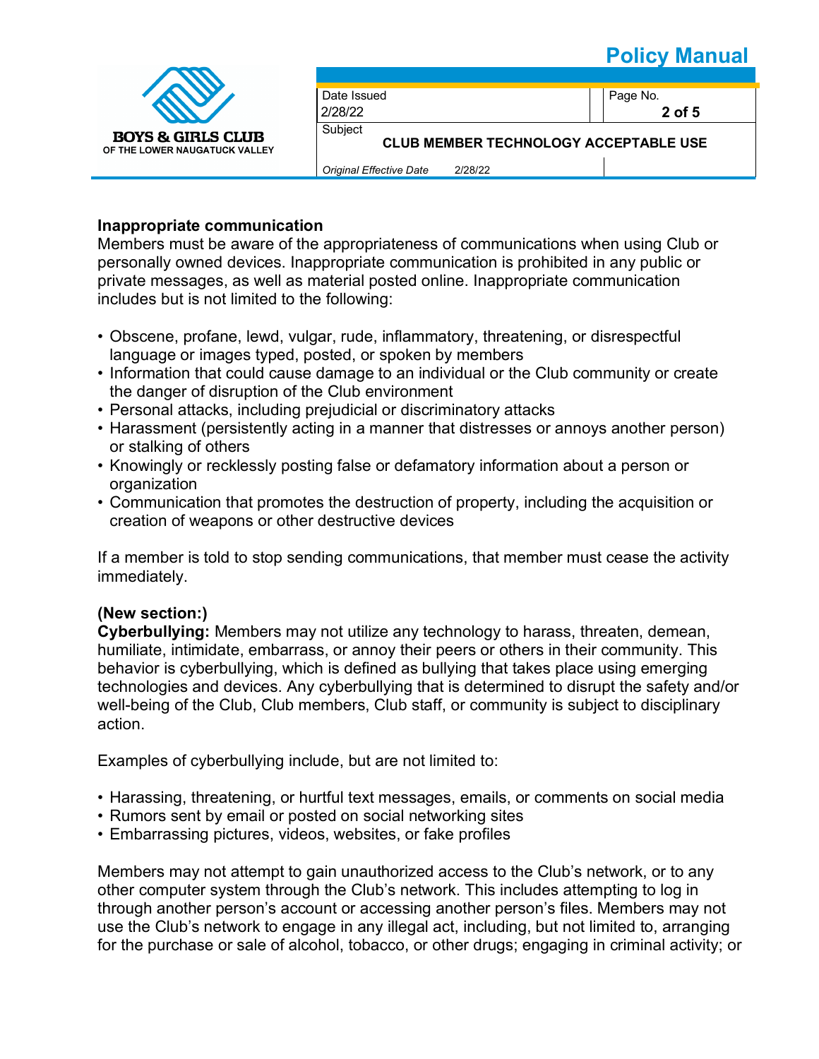**Inappropriate communication**

Members must be aware of the appropriateness of communications when using Club or personally owned devices. Inappropriate communication is prohibited in any public or private messages, as well as material posted online. Inappropriate communication includes but is not limited to the following:

- Obscene, profane, lewd, vulgar, rude, inflammatory, threatening, or disrespectful language or images typed, posted, or spoken by members
- Information that could cause damage to an individual or the Club community or create the danger of disruption of the Club environment
- Personal attacks, including prejudicial or discriminatory attacks
- Harassment (persistently acting in a manner that distresses or annoys another person) or stalking of others
- Knowingly or recklessly posting false or defamatory information about a person or organization
- Communication that promotes the destruction of property, including the acquisition or creation of weapons or other destructive devices

If a member is told to stop sending communications, that member must cease the activity immediately.

**(New section:)**

**Cyberbullying:** Members may not utilize any technology to harass, threaten, demean, humiliate, intimidate, embarrass, or annoy their peers or others in their community. This behavior is cyberbullying, which is defined as bullying that takes place using emerging technologies and devices. Any cyberbullying that is determined to disrupt the safety and/or well-being of the Club, Club members, Club staff, or community is subject to disciplinary action.

Examples of cyberbullying include, but are not limited to:

- Harassing, threatening, or hurtful text messages, emails, or comments on social media
- Rumors sent by email or posted on social networking sites
- Embarrassing pictures, videos, websites, or fake profiles

Members may not attempt to gain unauthorized access to the Club's network, or to any other computer system through the Club's network. This includes attempting to log in through another person's account or accessing another person's files. Members may not use the Club's network to engage in any illegal act, including, but not limited to, arranging for the purchase or sale of alcohol, tobacco, or other drugs; engaging in criminal activity; or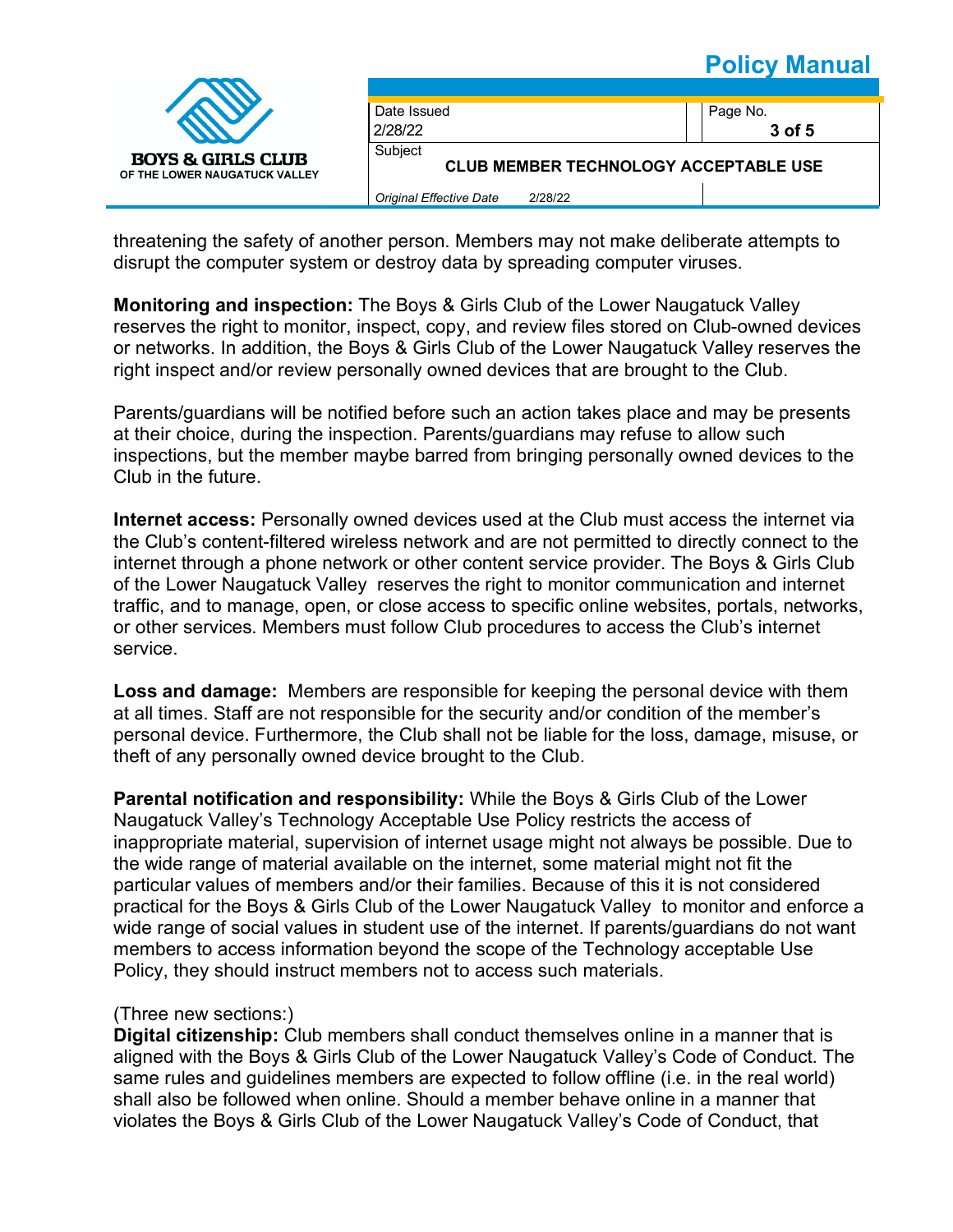threatening the safety of another person. Members may not make deliberate attempts to disrupt the computer system or destroy data by spreading computer viruses.

**Monitoring and inspection:** The Boys & Girls Club of the Lower Naugatuck Valley reserves the right to monitor, inspect, copy, and review files stored on Club-owned devices or networks. In addition, the Boys & Girls Club of the Lower Naugatuck Valley reserves the right inspect and/or review personally owned devices that are brought to the Club.

Parents/guardians will be notified before such an action takes place and may be presents at their choice, during the inspection. Parents/guardians may refuse to allow such inspections, but the member maybe barred from bringing personally owned devices to the Club in the future.

**Internet access:** Personally owned devices used at the Club must access the internet via the Club's content-filtered wireless network and are not permitted to directly connect to the internet through a phone network or other content service provider. The Boys & Girls Club of the Lower Naugatuck Valley reserves the right to monitor communication and internet traffic, and to manage, open, or close access to specific online websites, portals, networks, or other services. Members must follow Club procedures to access the Club's internet service.

**Loss and damage:** Members are responsible for keeping the personal device with them at all times. Staff are not responsible for the security and/or condition of the member's personal device. Furthermore, the Club shall not be liable for the loss, damage, misuse, or theft of any personally owned device brought to the Club.

**Parental notification and responsibility:** While the Boys & Girls Club of the Lower Naugatuck Valley's Technology Acceptable Use Policy restricts the access of inappropriate material, supervision of internet usage might not always be possible. Due to the wide range of material available on the internet, some material might not fit the particular values of members and/or their families. Because of this it is not considered practical for the Boys & Girls Club of the Lower Naugatuck Valley to monitor and enforce a wide range of social values in student use of the internet. If parents/guardians do not want members to access information beyond the scope of the Technology acceptable Use Policy, they should instruct members not to access such materials.

(Three new sections:)
**Digital citizenship:** Club members shall conduct themselves online in a manner that is aligned with the Boys & Girls Club of the Lower Naugatuck Valley's Code of Conduct. The same rules and guidelines members are expected to follow offline (i.e. in the real world) shall also be followed when online. Should a member behave online in a manner that violates the Boys & Girls Club of the Lower Naugatuck Valley's Code of Conduct, that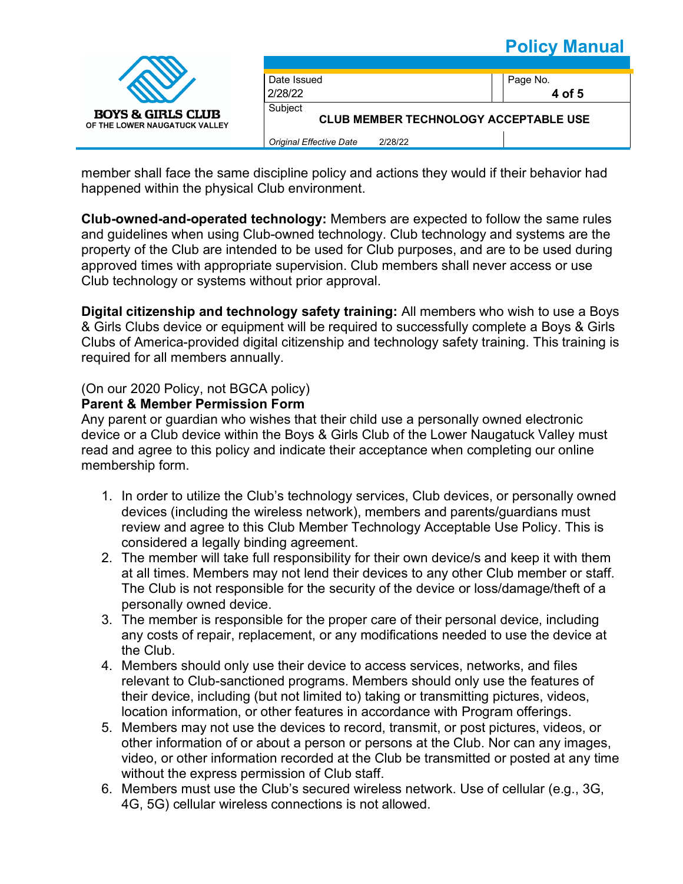member shall face the same discipline policy and actions they would if their behavior had happened within the physical Club environment.

**Club-owned-and-operated technology:** Members are expected to follow the same rules and guidelines when using Club-owned technology. Club technology and systems are the property of the Club are intended to be used for Club purposes, and are to be used during approved times with appropriate supervision. Club members shall never access or use Club technology or systems without prior approval.

**Digital citizenship and technology safety training:** All members who wish to use a Boys & Girls Clubs device or equipment will be required to successfully complete a Boys & Girls Clubs of America-provided digital citizenship and technology safety training. This training is required for all members annually.

(On our 2020 Policy, not BGCA policy)

**Parent & Member Permission Form**

Any parent or guardian who wishes that their child use a personally owned electronic device or a Club device within the Boys & Girls Club of the Lower Naugatuck Valley must read and agree to this policy and indicate their acceptance when completing our online membership form.

1. In order to utilize the Club's technology services, Club devices, or personally owned devices (including the wireless network), members and parents/guardians must review and agree to this Club Member Technology Acceptable Use Policy. This is considered a legally binding agreement.
2. The member will take full responsibility for their own device/s and keep it with them at all times. Members may not lend their devices to any other Club member or staff. The Club is not responsible for the security of the device or loss/damage/theft of a personally owned device.
3. The member is responsible for the proper care of their personal device, including any costs of repair, replacement, or any modifications needed to use the device at the Club.
4. Members should only use their device to access services, networks, and files relevant to Club-sanctioned programs. Members should only use the features of their device, including (but not limited to) taking or transmitting pictures, videos, location information, or other features in accordance with Program offerings.
5. Members may not use the devices to record, transmit, or post pictures, videos, or other information of or about a person or persons at the Club. Nor can any images, video, or other information recorded at the Club be transmitted or posted at any time without the express permission of Club staff.
6. Members must use the Club's secured wireless network. Use of cellular (e.g., 3G, 4G, 5G) cellular wireless connections is not allowed.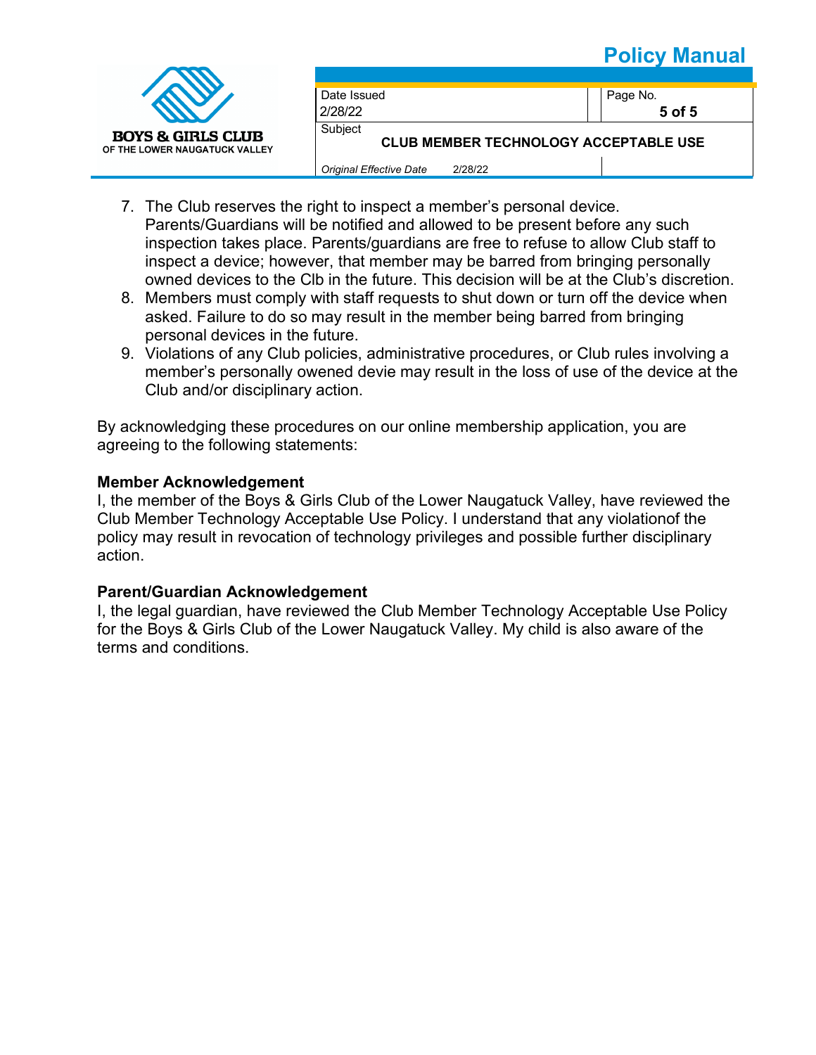7. The Club reserves the right to inspect a member's personal device. Parents/Guardians will be notified and allowed to be present before any such inspection takes place. Parents/guardians are free to refuse to allow Club staff to inspect a device; however, that member may be barred from bringing personally owned devices to the Clb in the future. This decision will be at the Club's discretion.
8. Members must comply with staff requests to shut down or turn off the device when asked. Failure to do so may result in the member being barred from bringing personal devices in the future.
9. Violations of any Club policies, administrative procedures, or Club rules involving a member's personally owened devie may result in the loss of use of the device at the Club and/or disciplinary action.

By acknowledging these procedures on our online membership application, you are agreeing to the following statements:

**Member Acknowledgement**
I, the member of the Boys & Girls Club of the Lower Naugatuck Valley, have reviewed the Club Member Technology Acceptable Use Policy. I understand that any violationof the policy may result in revocation of technology privileges and possible further disciplinary action.

**Parent/Guardian Acknowledgement**
I, the legal guardian, have reviewed the Club Member Technology Acceptable Use Policy for the Boys & Girls Club of the Lower Naugatuck Valley. My child is also aware of the terms and conditions.